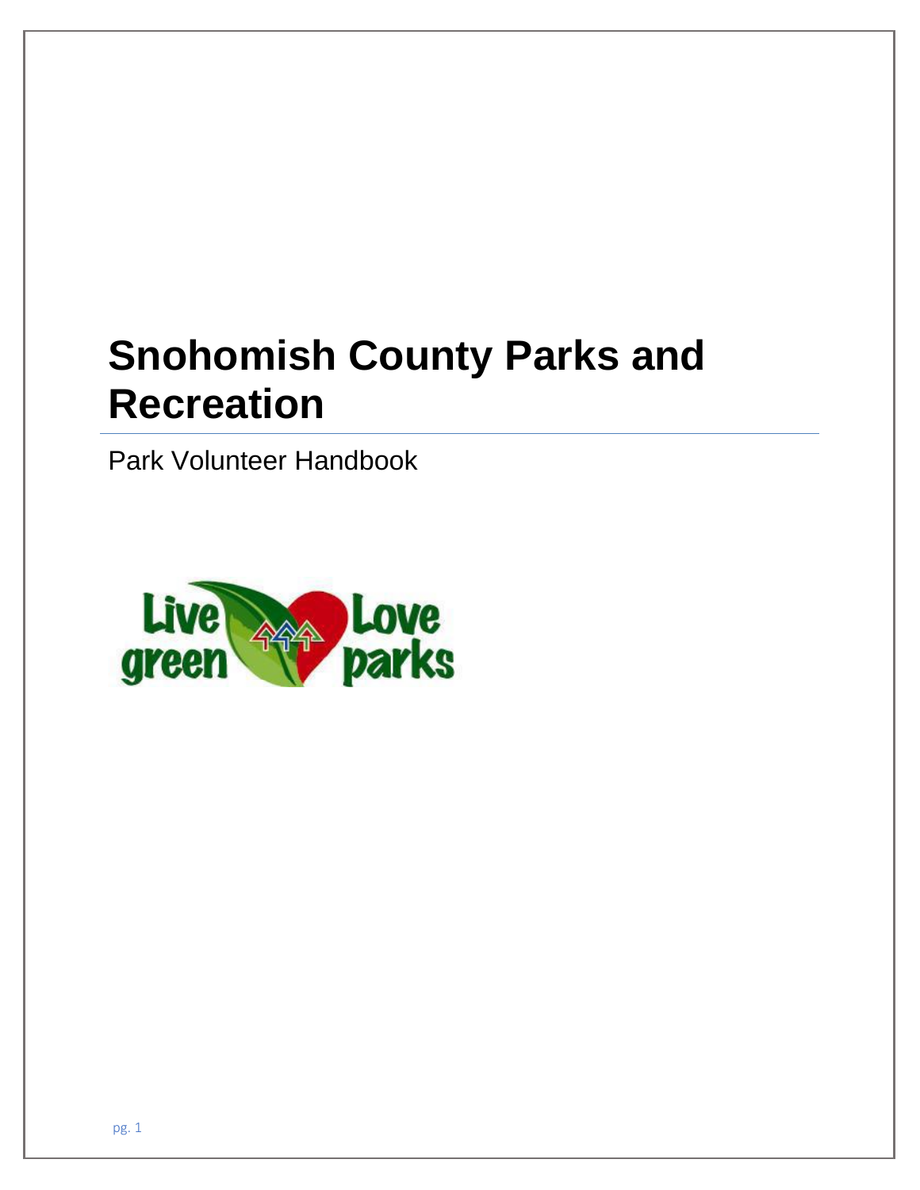# Snohomish County Parks and Recreation

Park Volunteer Handbook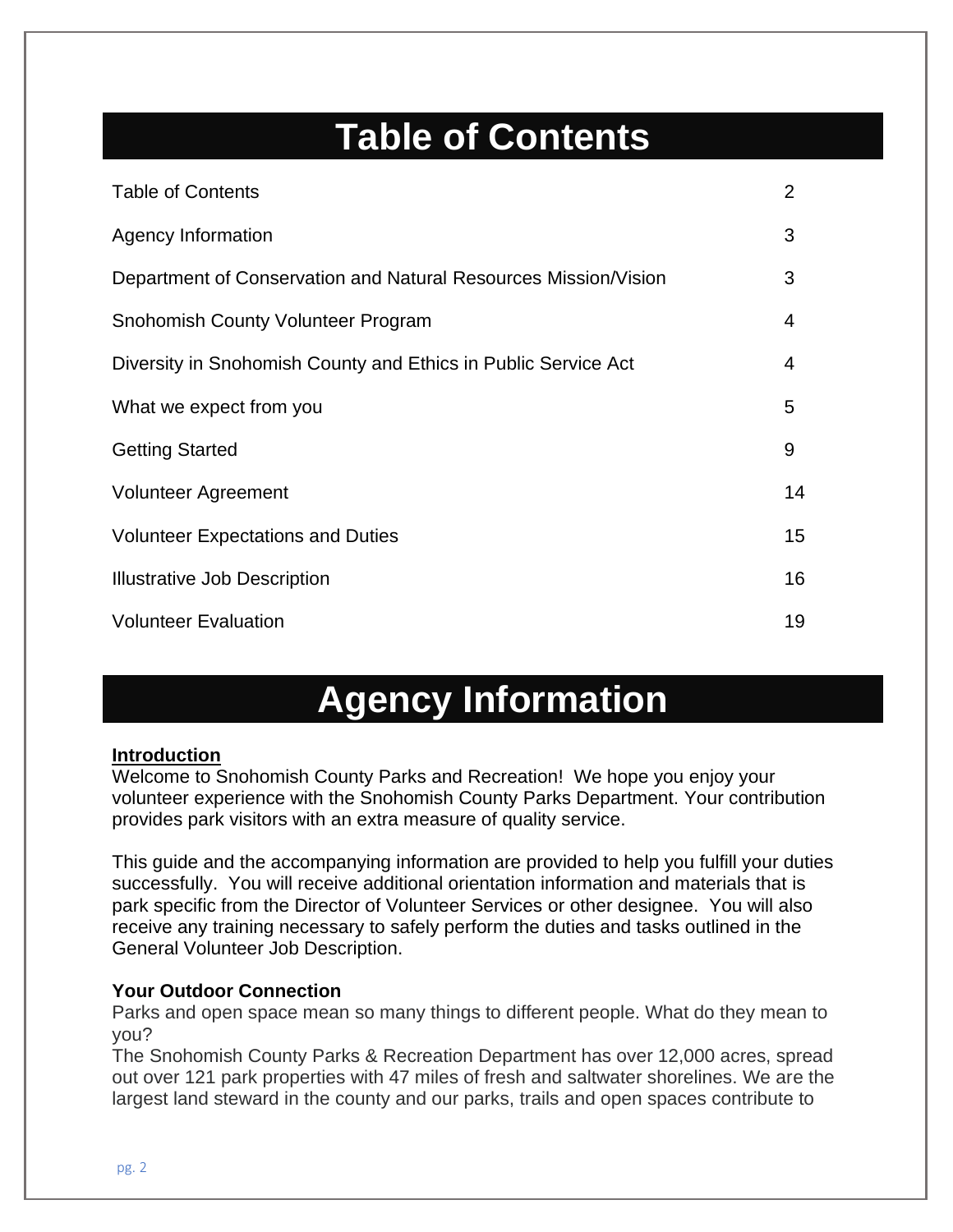# Table of Contents

| | |
|---|---|
| Table of Contents | 2 |
| Agency Information | 3 |
| Department of Conservation and Natural Resources Mission/Vision | 3 |
| Snohomish County Volunteer Program | 4 |
| Diversity in Snohomish County and Ethics in Public Service Act | 4 |
| What we expect from you | 5 |
| Getting Started | 9 |
| Volunteer Agreement | 14 |
| Volunteer Expectations and Duties | 15 |
| Illustrative Job Description | 16 |
| Volunteer Evaluation | 19 |

# Agency Information

**Introduction**

Welcome to Snohomish County Parks and Recreation! We hope you enjoy your volunteer experience with the Snohomish County Parks Department. Your contribution provides park visitors with an extra measure of quality service.

This guide and the accompanying information are provided to help you fulfill your duties successfully. You will receive additional orientation information and materials that is park specific from the Director of Volunteer Services or other designee. You will also receive any training necessary to safely perform the duties and tasks outlined in the General Volunteer Job Description.

**Your Outdoor Connection**

Parks and open space mean so many things to different people. What do they mean to you?

The Snohomish County Parks & Recreation Department has over 12,000 acres, spread out over 121 park properties with 47 miles of fresh and saltwater shorelines. We are the largest land steward in the county and our parks, trails and open spaces contribute to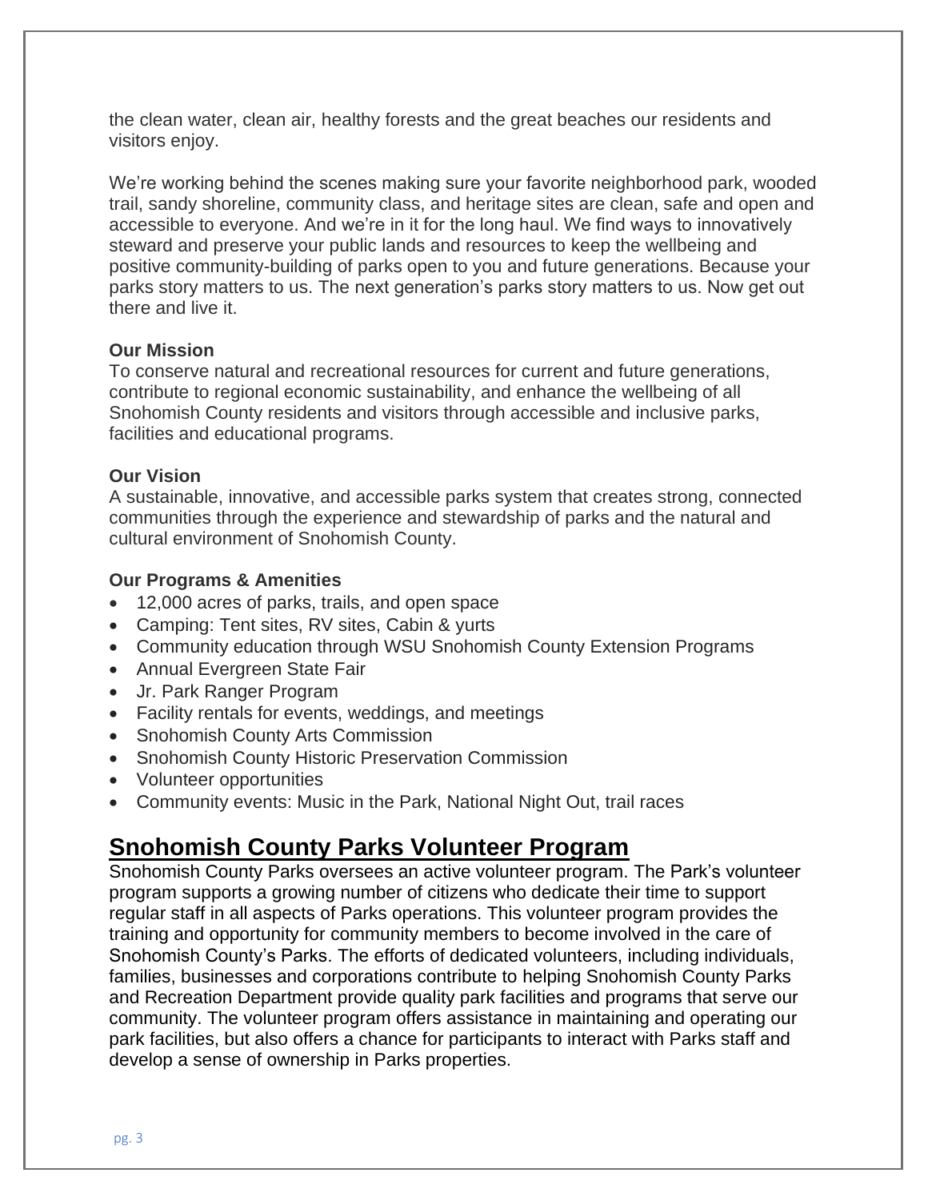the clean water, clean air, healthy forests and the great beaches our residents and visitors enjoy.

We're working behind the scenes making sure your favorite neighborhood park, wooded trail, sandy shoreline, community class, and heritage sites are clean, safe and open and accessible to everyone. And we're in it for the long haul. We find ways to innovatively steward and preserve your public lands and resources to keep the wellbeing and positive community-building of parks open to you and future generations. Because your parks story matters to us. The next generation's parks story matters to us. Now get out there and live it.

**Our Mission**

To conserve natural and recreational resources for current and future generations, contribute to regional economic sustainability, and enhance the wellbeing of all Snohomish County residents and visitors through accessible and inclusive parks, facilities and educational programs.

**Our Vision**

A sustainable, innovative, and accessible parks system that creates strong, connected communities through the experience and stewardship of parks and the natural and cultural environment of Snohomish County.

**Our Programs & Amenities**

- 12,000 acres of parks, trails, and open space
- Camping: Tent sites, RV sites, Cabin & yurts
- Community education through WSU Snohomish County Extension Programs
- Annual Evergreen State Fair
- Jr. Park Ranger Program
- Facility rentals for events, weddings, and meetings
- Snohomish County Arts Commission
- Snohomish County Historic Preservation Commission
- Volunteer opportunities
- Community events: Music in the Park, National Night Out, trail races

## Snohomish County Parks Volunteer Program

Snohomish County Parks oversees an active volunteer program. The Park's volunteer program supports a growing number of citizens who dedicate their time to support regular staff in all aspects of Parks operations. This volunteer program provides the training and opportunity for community members to become involved in the care of Snohomish County's Parks. The efforts of dedicated volunteers, including individuals, families, businesses and corporations contribute to helping Snohomish County Parks and Recreation Department provide quality park facilities and programs that serve our community. The volunteer program offers assistance in maintaining and operating our park facilities, but also offers a chance for participants to interact with Parks staff and develop a sense of ownership in Parks properties.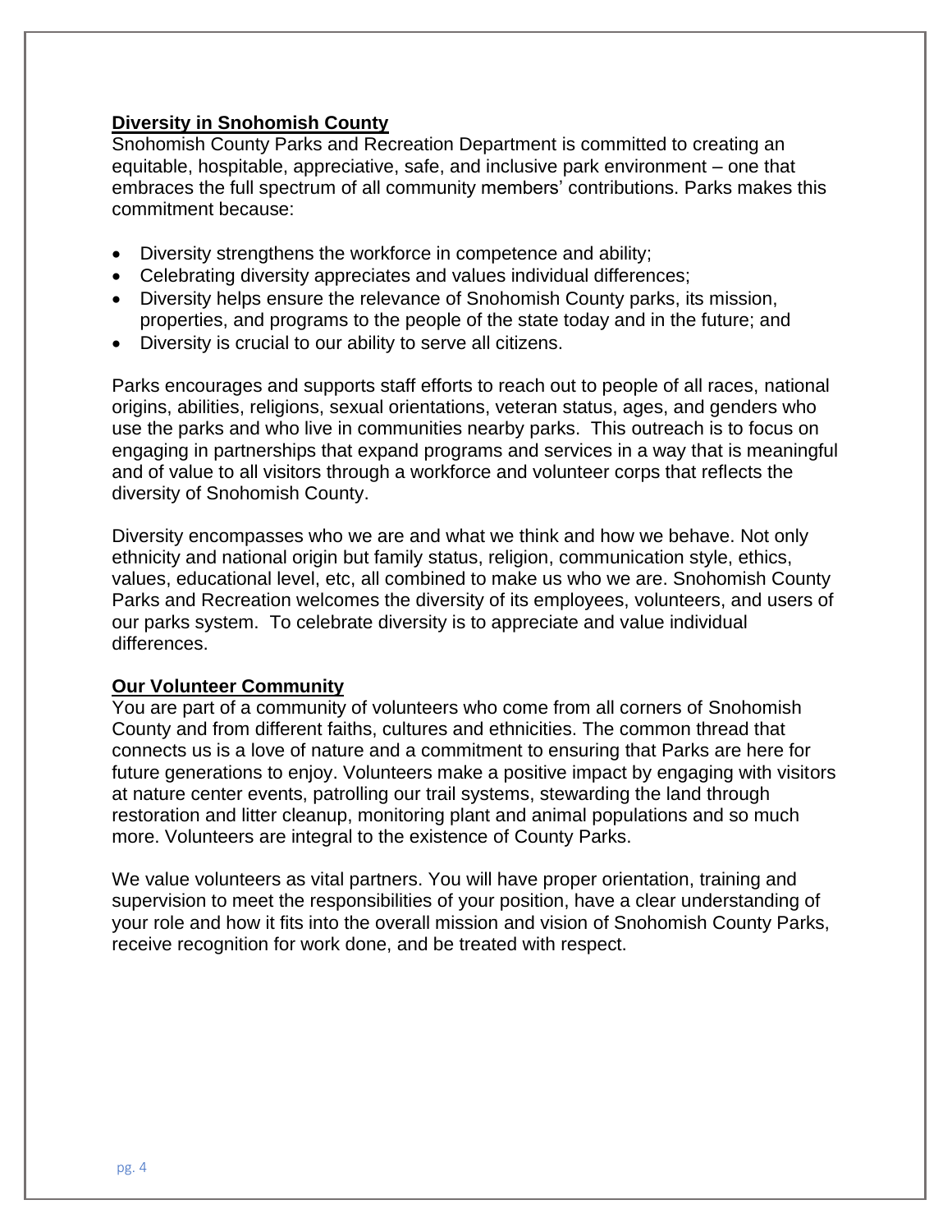## Diversity in Snohomish County

Snohomish County Parks and Recreation Department is committed to creating an equitable, hospitable, appreciative, safe, and inclusive park environment – one that embraces the full spectrum of all community members' contributions. Parks makes this commitment because:

- Diversity strengthens the workforce in competence and ability;
- Celebrating diversity appreciates and values individual differences;
- Diversity helps ensure the relevance of Snohomish County parks, its mission, properties, and programs to the people of the state today and in the future; and
- Diversity is crucial to our ability to serve all citizens.

Parks encourages and supports staff efforts to reach out to people of all races, national origins, abilities, religions, sexual orientations, veteran status, ages, and genders who use the parks and who live in communities nearby parks. This outreach is to focus on engaging in partnerships that expand programs and services in a way that is meaningful and of value to all visitors through a workforce and volunteer corps that reflects the diversity of Snohomish County.

Diversity encompasses who we are and what we think and how we behave. Not only ethnicity and national origin but family status, religion, communication style, ethics, values, educational level, etc, all combined to make us who we are. Snohomish County Parks and Recreation welcomes the diversity of its employees, volunteers, and users of our parks system. To celebrate diversity is to appreciate and value individual differences.

## Our Volunteer Community

You are part of a community of volunteers who come from all corners of Snohomish County and from different faiths, cultures and ethnicities. The common thread that connects us is a love of nature and a commitment to ensuring that Parks are here for future generations to enjoy. Volunteers make a positive impact by engaging with visitors at nature center events, patrolling our trail systems, stewarding the land through restoration and litter cleanup, monitoring plant and animal populations and so much more. Volunteers are integral to the existence of County Parks.

We value volunteers as vital partners. You will have proper orientation, training and supervision to meet the responsibilities of your position, have a clear understanding of your role and how it fits into the overall mission and vision of Snohomish County Parks, receive recognition for work done, and be treated with respect.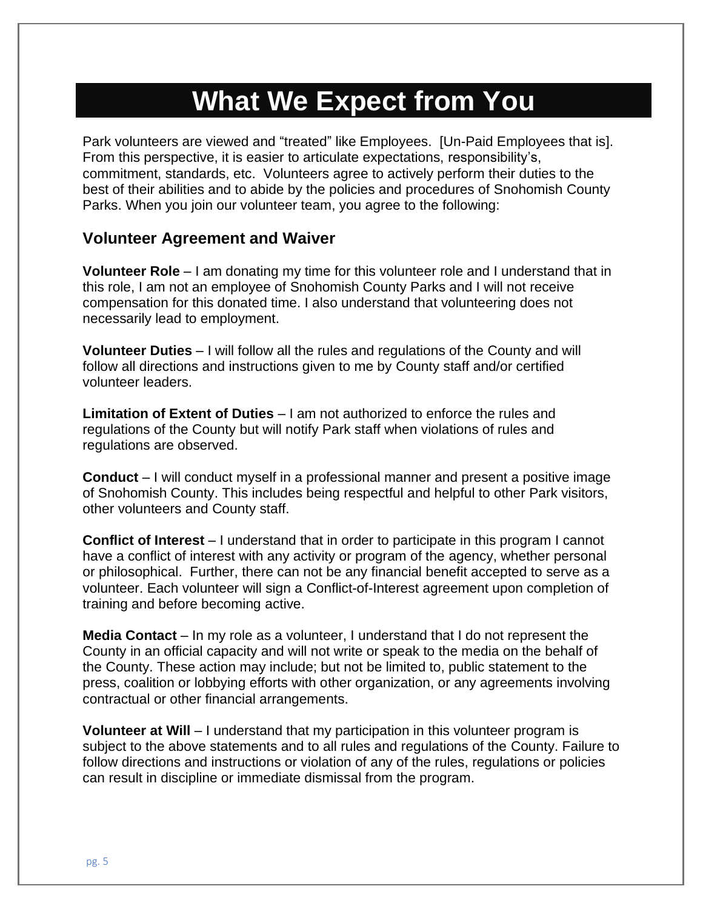# What We Expect from You

Park volunteers are viewed and "treated" like Employees. [Un-Paid Employees that is]. From this perspective, it is easier to articulate expectations, responsibility's, commitment, standards, etc. Volunteers agree to actively perform their duties to the best of their abilities and to abide by the policies and procedures of Snohomish County Parks. When you join our volunteer team, you agree to the following:

## Volunteer Agreement and Waiver

**Volunteer Role** – I am donating my time for this volunteer role and I understand that in this role, I am not an employee of Snohomish County Parks and I will not receive compensation for this donated time. I also understand that volunteering does not necessarily lead to employment.

**Volunteer Duties** – I will follow all the rules and regulations of the County and will follow all directions and instructions given to me by County staff and/or certified volunteer leaders.

**Limitation of Extent of Duties** – I am not authorized to enforce the rules and regulations of the County but will notify Park staff when violations of rules and regulations are observed.

**Conduct** – I will conduct myself in a professional manner and present a positive image of Snohomish County. This includes being respectful and helpful to other Park visitors, other volunteers and County staff.

**Conflict of Interest** – I understand that in order to participate in this program I cannot have a conflict of interest with any activity or program of the agency, whether personal or philosophical. Further, there can not be any financial benefit accepted to serve as a volunteer. Each volunteer will sign a Conflict-of-Interest agreement upon completion of training and before becoming active.

**Media Contact** – In my role as a volunteer, I understand that I do not represent the County in an official capacity and will not write or speak to the media on the behalf of the County. These action may include; but not be limited to, public statement to the press, coalition or lobbying efforts with other organization, or any agreements involving contractual or other financial arrangements.

**Volunteer at Will** – I understand that my participation in this volunteer program is subject to the above statements and to all rules and regulations of the County. Failure to follow directions and instructions or violation of any of the rules, regulations or policies can result in discipline or immediate dismissal from the program.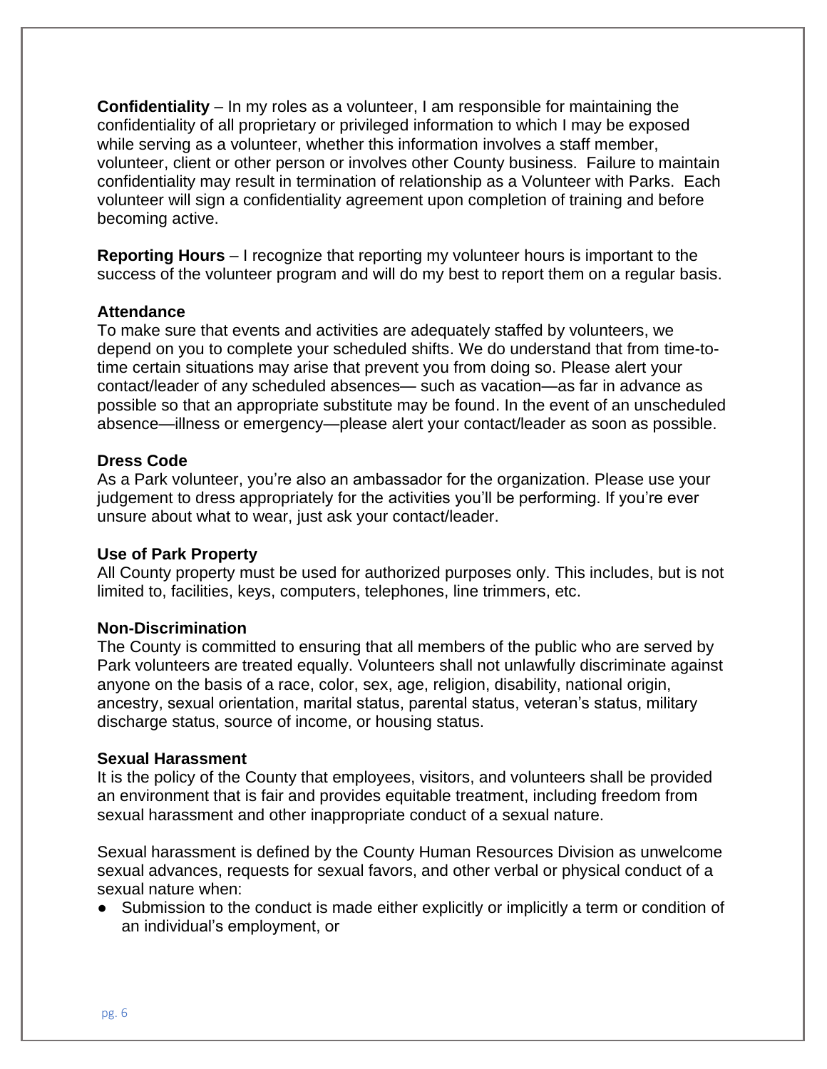**Confidentiality** – In my roles as a volunteer, I am responsible for maintaining the confidentiality of all proprietary or privileged information to which I may be exposed while serving as a volunteer, whether this information involves a staff member, volunteer, client or other person or involves other County business. Failure to maintain confidentiality may result in termination of relationship as a Volunteer with Parks. Each volunteer will sign a confidentiality agreement upon completion of training and before becoming active.

**Reporting Hours** – I recognize that reporting my volunteer hours is important to the success of the volunteer program and will do my best to report them on a regular basis.

**Attendance**

To make sure that events and activities are adequately staffed by volunteers, we depend on you to complete your scheduled shifts. We do understand that from time-to-time certain situations may arise that prevent you from doing so. Please alert your contact/leader of any scheduled absences— such as vacation—as far in advance as possible so that an appropriate substitute may be found. In the event of an unscheduled absence—illness or emergency—please alert your contact/leader as soon as possible.

**Dress Code**

As a Park volunteer, you're also an ambassador for the organization. Please use your judgement to dress appropriately for the activities you'll be performing. If you're ever unsure about what to wear, just ask your contact/leader.

**Use of Park Property**

All County property must be used for authorized purposes only. This includes, but is not limited to, facilities, keys, computers, telephones, line trimmers, etc.

**Non-Discrimination**

The County is committed to ensuring that all members of the public who are served by Park volunteers are treated equally. Volunteers shall not unlawfully discriminate against anyone on the basis of a race, color, sex, age, religion, disability, national origin, ancestry, sexual orientation, marital status, parental status, veteran's status, military discharge status, source of income, or housing status.

**Sexual Harassment**

It is the policy of the County that employees, visitors, and volunteers shall be provided an environment that is fair and provides equitable treatment, including freedom from sexual harassment and other inappropriate conduct of a sexual nature.

Sexual harassment is defined by the County Human Resources Division as unwelcome sexual advances, requests for sexual favors, and other verbal or physical conduct of a sexual nature when:

- Submission to the conduct is made either explicitly or implicitly a term or condition of an individual's employment, or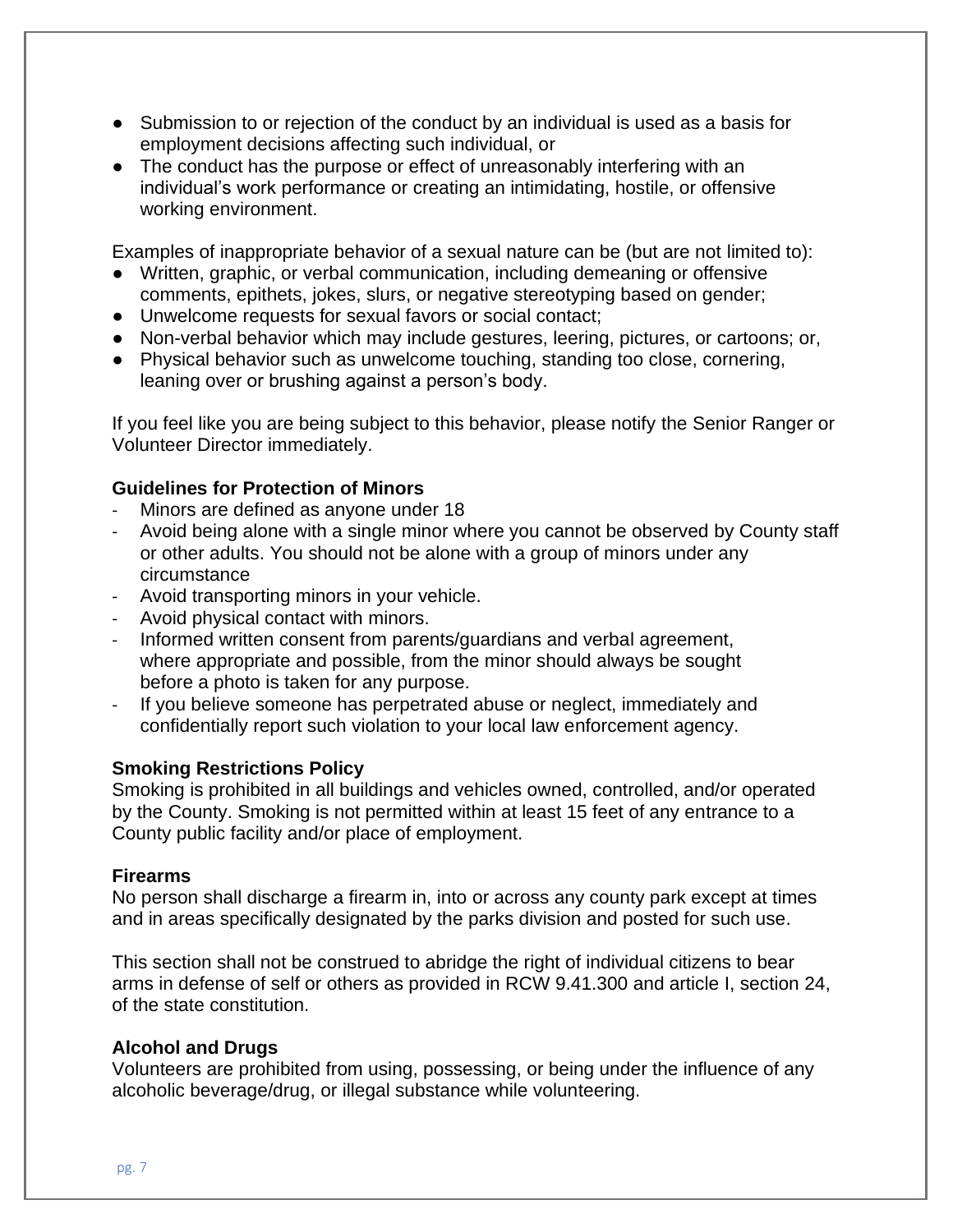- Submission to or rejection of the conduct by an individual is used as a basis for employment decisions affecting such individual, or
- The conduct has the purpose or effect of unreasonably interfering with an individual's work performance or creating an intimidating, hostile, or offensive working environment.

Examples of inappropriate behavior of a sexual nature can be (but are not limited to):

- Written, graphic, or verbal communication, including demeaning or offensive comments, epithets, jokes, slurs, or negative stereotyping based on gender;
- Unwelcome requests for sexual favors or social contact;
- Non-verbal behavior which may include gestures, leering, pictures, or cartoons; or,
- Physical behavior such as unwelcome touching, standing too close, cornering, leaning over or brushing against a person's body.

If you feel like you are being subject to this behavior, please notify the Senior Ranger or Volunteer Director immediately.

**Guidelines for Protection of Minors**

- Minors are defined as anyone under 18
- Avoid being alone with a single minor where you cannot be observed by County staff or other adults. You should not be alone with a group of minors under any circumstance
- Avoid transporting minors in your vehicle.
- Avoid physical contact with minors.
- Informed written consent from parents/guardians and verbal agreement, where appropriate and possible, from the minor should always be sought before a photo is taken for any purpose.
- If you believe someone has perpetrated abuse or neglect, immediately and confidentially report such violation to your local law enforcement agency.

**Smoking Restrictions Policy**

Smoking is prohibited in all buildings and vehicles owned, controlled, and/or operated by the County. Smoking is not permitted within at least 15 feet of any entrance to a County public facility and/or place of employment.

**Firearms**

No person shall discharge a firearm in, into or across any county park except at times and in areas specifically designated by the parks division and posted for such use.

This section shall not be construed to abridge the right of individual citizens to bear arms in defense of self or others as provided in RCW 9.41.300 and article I, section 24, of the state constitution.

**Alcohol and Drugs**

Volunteers are prohibited from using, possessing, or being under the influence of any alcoholic beverage/drug, or illegal substance while volunteering.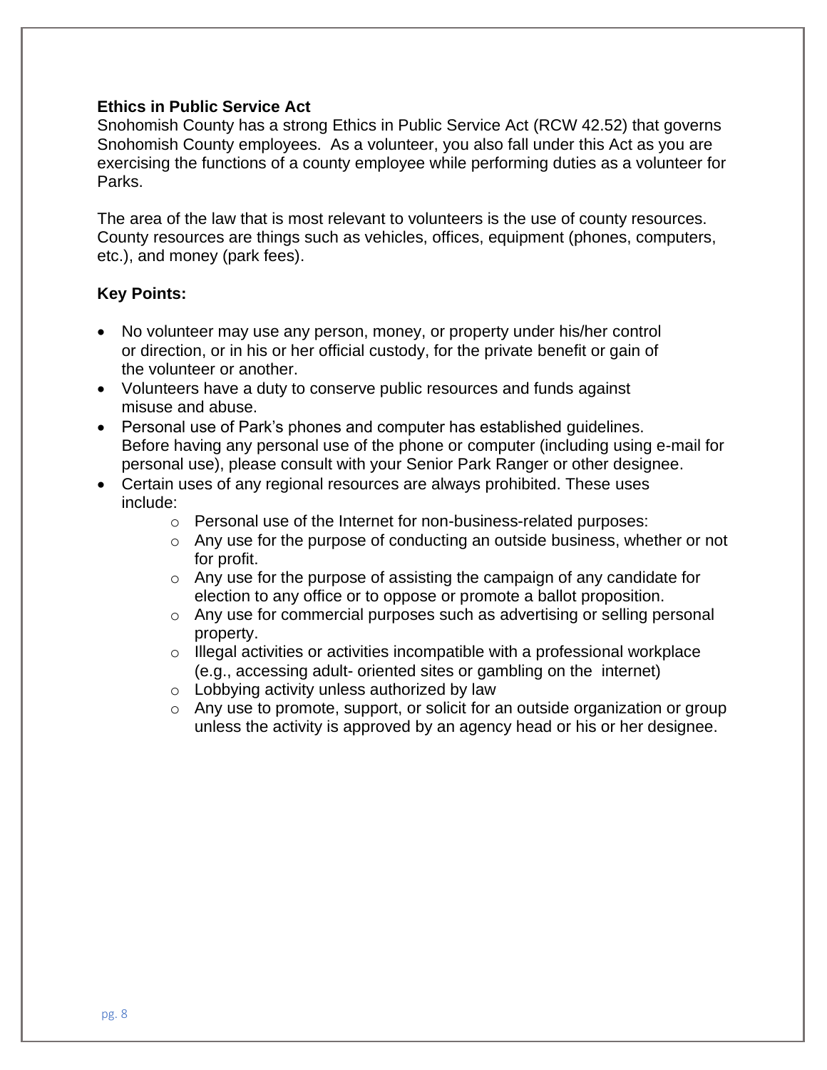**Ethics in Public Service Act**

Snohomish County has a strong Ethics in Public Service Act (RCW 42.52) that governs Snohomish County employees. As a volunteer, you also fall under this Act as you are exercising the functions of a county employee while performing duties as a volunteer for Parks.

The area of the law that is most relevant to volunteers is the use of county resources. County resources are things such as vehicles, offices, equipment (phones, computers, etc.), and money (park fees).

**Key Points:**

- No volunteer may use any person, money, or property under his/her control or direction, or in his or her official custody, for the private benefit or gain of the volunteer or another.
- Volunteers have a duty to conserve public resources and funds against misuse and abuse.
- Personal use of Park's phones and computer has established guidelines. Before having any personal use of the phone or computer (including using e-mail for personal use), please consult with your Senior Park Ranger or other designee.
- Certain uses of any regional resources are always prohibited. These uses include:
  - Personal use of the Internet for non-business-related purposes:
  - Any use for the purpose of conducting an outside business, whether or not for profit.
  - Any use for the purpose of assisting the campaign of any candidate for election to any office or to oppose or promote a ballot proposition.
  - Any use for commercial purposes such as advertising or selling personal property.
  - Illegal activities or activities incompatible with a professional workplace (e.g., accessing adult- oriented sites or gambling on the internet)
  - Lobbying activity unless authorized by law
  - Any use to promote, support, or solicit for an outside organization or group unless the activity is approved by an agency head or his or her designee.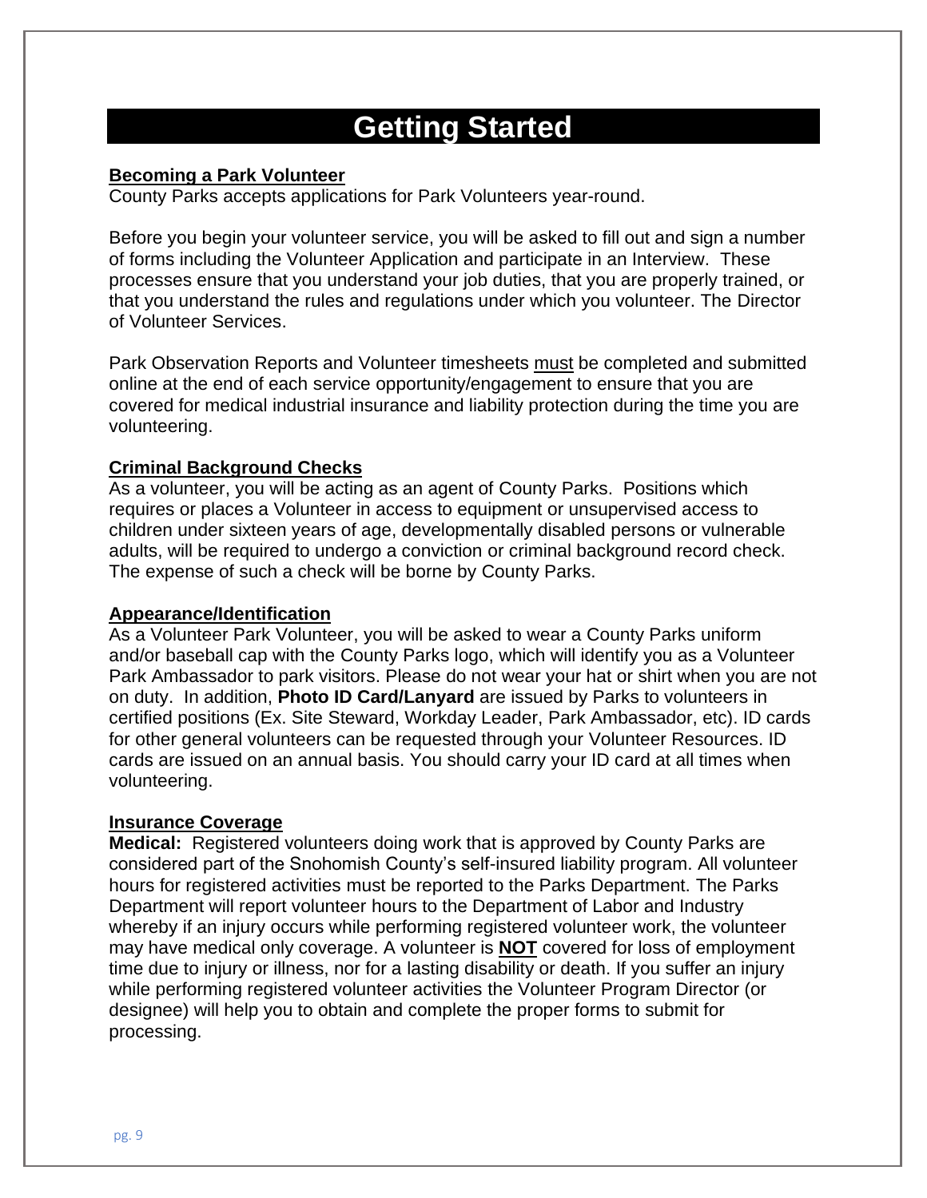# Getting Started

**Becoming a Park Volunteer**

County Parks accepts applications for Park Volunteers year-round.

Before you begin your volunteer service, you will be asked to fill out and sign a number of forms including the Volunteer Application and participate in an Interview. These processes ensure that you understand your job duties, that you are properly trained, or that you understand the rules and regulations under which you volunteer. The Director of Volunteer Services.

Park Observation Reports and Volunteer timesheets must be completed and submitted online at the end of each service opportunity/engagement to ensure that you are covered for medical industrial insurance and liability protection during the time you are volunteering.

**Criminal Background Checks**

As a volunteer, you will be acting as an agent of County Parks. Positions which requires or places a Volunteer in access to equipment or unsupervised access to children under sixteen years of age, developmentally disabled persons or vulnerable adults, will be required to undergo a conviction or criminal background record check. The expense of such a check will be borne by County Parks.

**Appearance/Identification**

As a Volunteer Park Volunteer, you will be asked to wear a County Parks uniform and/or baseball cap with the County Parks logo, which will identify you as a Volunteer Park Ambassador to park visitors. Please do not wear your hat or shirt when you are not on duty. In addition, **Photo ID Card/Lanyard** are issued by Parks to volunteers in certified positions (Ex. Site Steward, Workday Leader, Park Ambassador, etc). ID cards for other general volunteers can be requested through your Volunteer Resources. ID cards are issued on an annual basis. You should carry your ID card at all times when volunteering.

**Insurance Coverage**

**Medical:** Registered volunteers doing work that is approved by County Parks are considered part of the Snohomish County's self-insured liability program. All volunteer hours for registered activities must be reported to the Parks Department. The Parks Department will report volunteer hours to the Department of Labor and Industry whereby if an injury occurs while performing registered volunteer work, the volunteer may have medical only coverage. A volunteer is **NOT** covered for loss of employment time due to injury or illness, nor for a lasting disability or death. If you suffer an injury while performing registered volunteer activities the Volunteer Program Director (or designee) will help you to obtain and complete the proper forms to submit for processing.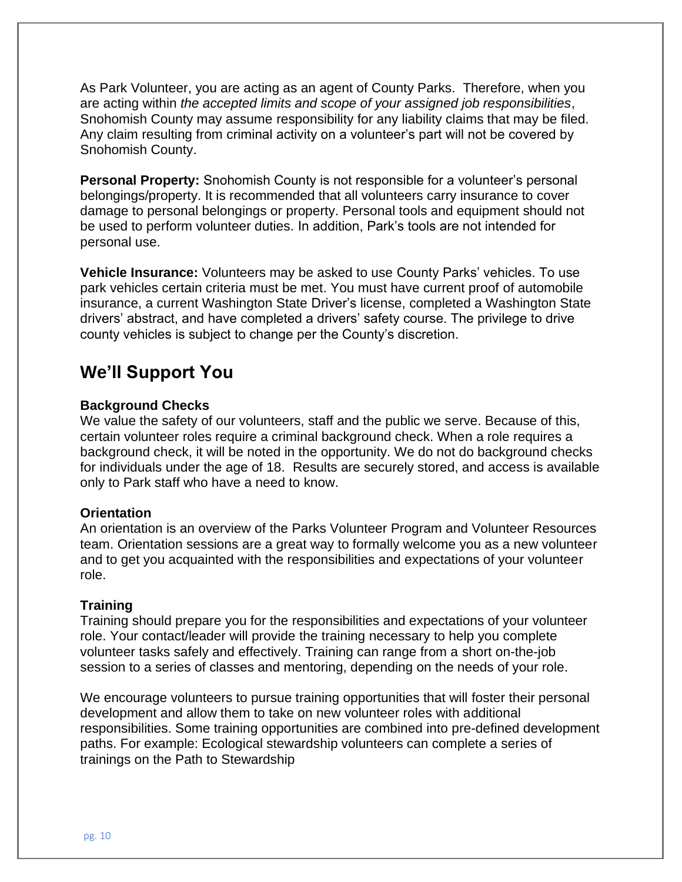As Park Volunteer, you are acting as an agent of County Parks. Therefore, when you are acting within *the accepted limits and scope of your assigned job responsibilities*, Snohomish County may assume responsibility for any liability claims that may be filed. Any claim resulting from criminal activity on a volunteer's part will not be covered by Snohomish County.

**Personal Property:** Snohomish County is not responsible for a volunteer's personal belongings/property. It is recommended that all volunteers carry insurance to cover damage to personal belongings or property. Personal tools and equipment should not be used to perform volunteer duties. In addition, Park's tools are not intended for personal use.

**Vehicle Insurance:** Volunteers may be asked to use County Parks' vehicles. To use park vehicles certain criteria must be met. You must have current proof of automobile insurance, a current Washington State Driver's license, completed a Washington State drivers' abstract, and have completed a drivers' safety course. The privilege to drive county vehicles is subject to change per the County's discretion.

## We'll Support You

### Background Checks

We value the safety of our volunteers, staff and the public we serve. Because of this, certain volunteer roles require a criminal background check. When a role requires a background check, it will be noted in the opportunity. We do not do background checks for individuals under the age of 18. Results are securely stored, and access is available only to Park staff who have a need to know.

### Orientation

An orientation is an overview of the Parks Volunteer Program and Volunteer Resources team. Orientation sessions are a great way to formally welcome you as a new volunteer and to get you acquainted with the responsibilities and expectations of your volunteer role.

### Training

Training should prepare you for the responsibilities and expectations of your volunteer role. Your contact/leader will provide the training necessary to help you complete volunteer tasks safely and effectively. Training can range from a short on-the-job session to a series of classes and mentoring, depending on the needs of your role.

We encourage volunteers to pursue training opportunities that will foster their personal development and allow them to take on new volunteer roles with additional responsibilities. Some training opportunities are combined into pre-defined development paths. For example: Ecological stewardship volunteers can complete a series of trainings on the Path to Stewardship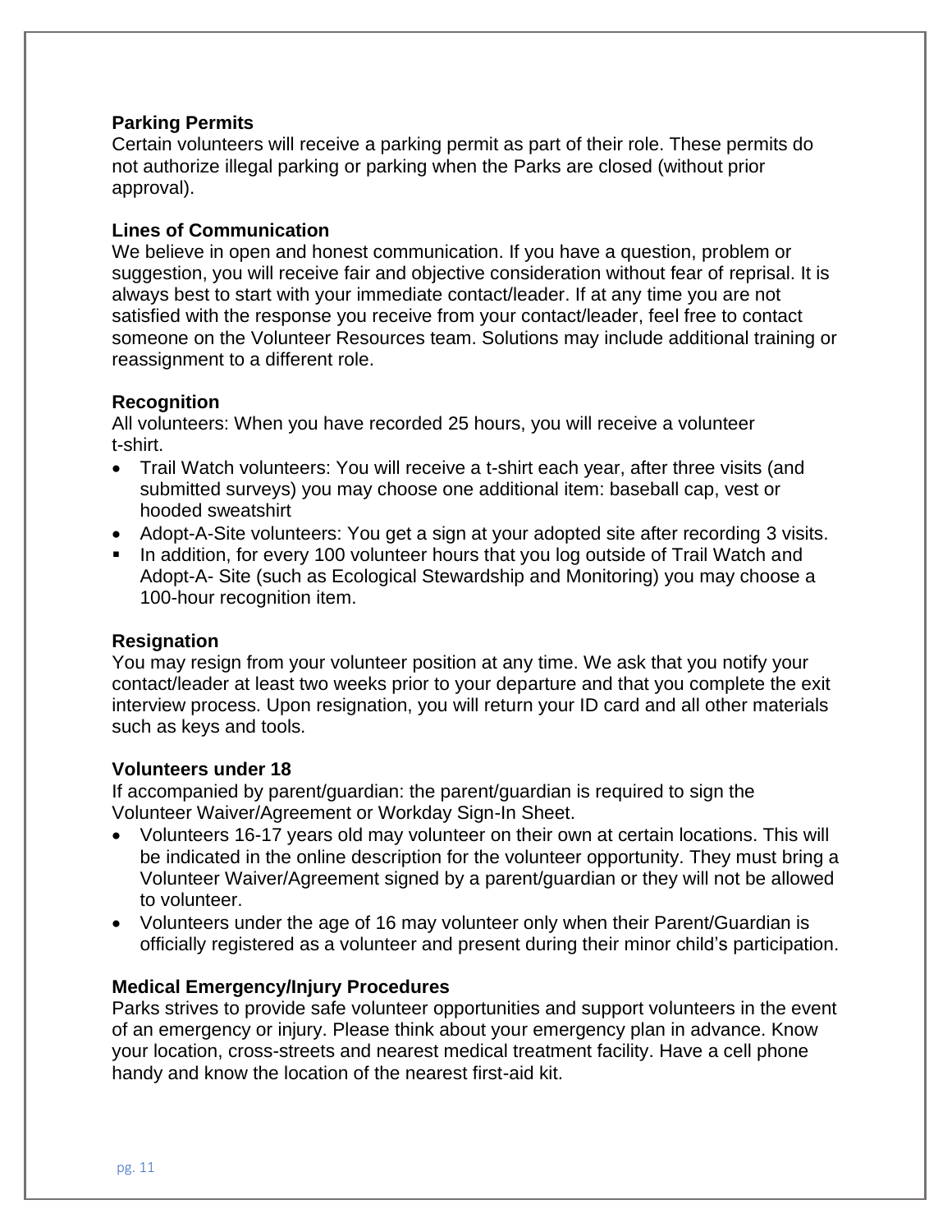### Parking Permits

Certain volunteers will receive a parking permit as part of their role. These permits do not authorize illegal parking or parking when the Parks are closed (without prior approval).

### Lines of Communication

We believe in open and honest communication. If you have a question, problem or suggestion, you will receive fair and objective consideration without fear of reprisal. It is always best to start with your immediate contact/leader. If at any time you are not satisfied with the response you receive from your contact/leader, feel free to contact someone on the Volunteer Resources team. Solutions may include additional training or reassignment to a different role.

### Recognition

All volunteers: When you have recorded 25 hours, you will receive a volunteer t-shirt.

- Trail Watch volunteers: You will receive a t-shirt each year, after three visits (and submitted surveys) you may choose one additional item: baseball cap, vest or hooded sweatshirt
- Adopt-A-Site volunteers: You get a sign at your adopted site after recording 3 visits.
- In addition, for every 100 volunteer hours that you log outside of Trail Watch and Adopt-A- Site (such as Ecological Stewardship and Monitoring) you may choose a 100-hour recognition item.

### Resignation

You may resign from your volunteer position at any time. We ask that you notify your contact/leader at least two weeks prior to your departure and that you complete the exit interview process. Upon resignation, you will return your ID card and all other materials such as keys and tools.

### Volunteers under 18

If accompanied by parent/guardian: the parent/guardian is required to sign the Volunteer Waiver/Agreement or Workday Sign-In Sheet.

- Volunteers 16-17 years old may volunteer on their own at certain locations. This will be indicated in the online description for the volunteer opportunity. They must bring a Volunteer Waiver/Agreement signed by a parent/guardian or they will not be allowed to volunteer.
- Volunteers under the age of 16 may volunteer only when their Parent/Guardian is officially registered as a volunteer and present during their minor child's participation.

### Medical Emergency/Injury Procedures

Parks strives to provide safe volunteer opportunities and support volunteers in the event of an emergency or injury. Please think about your emergency plan in advance. Know your location, cross-streets and nearest medical treatment facility. Have a cell phone handy and know the location of the nearest first-aid kit.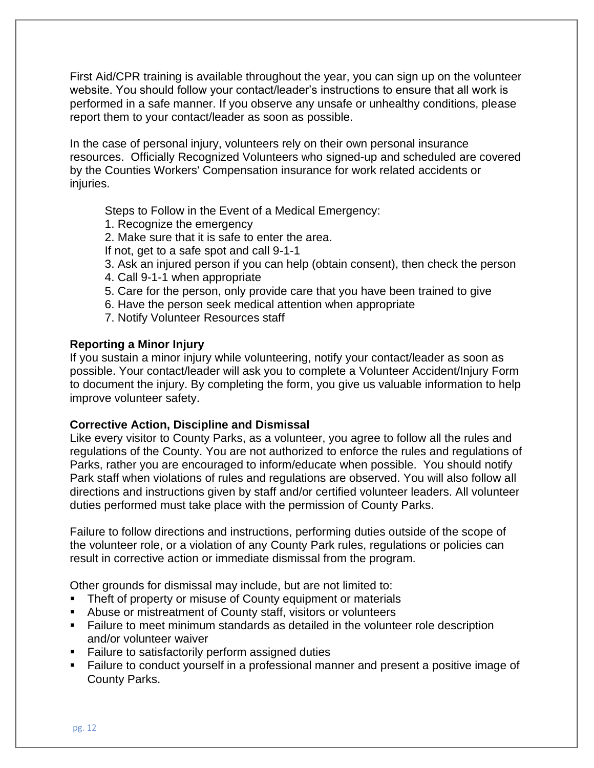First Aid/CPR training is available throughout the year, you can sign up on the volunteer website. You should follow your contact/leader's instructions to ensure that all work is performed in a safe manner. If you observe any unsafe or unhealthy conditions, please report them to your contact/leader as soon as possible.

In the case of personal injury, volunteers rely on their own personal insurance resources. Officially Recognized Volunteers who signed-up and scheduled are covered by the Counties Workers' Compensation insurance for work related accidents or injuries.

Steps to Follow in the Event of a Medical Emergency:

1. Recognize the emergency
2. Make sure that it is safe to enter the area.
   If not, get to a safe spot and call 9-1-1
3. Ask an injured person if you can help (obtain consent), then check the person
4. Call 9-1-1 when appropriate
5. Care for the person, only provide care that you have been trained to give
6. Have the person seek medical attention when appropriate
7. Notify Volunteer Resources staff

**Reporting a Minor Injury**

If you sustain a minor injury while volunteering, notify your contact/leader as soon as possible. Your contact/leader will ask you to complete a Volunteer Accident/Injury Form to document the injury. By completing the form, you give us valuable information to help improve volunteer safety.

**Corrective Action, Discipline and Dismissal**

Like every visitor to County Parks, as a volunteer, you agree to follow all the rules and regulations of the County. You are not authorized to enforce the rules and regulations of Parks, rather you are encouraged to inform/educate when possible. You should notify Park staff when violations of rules and regulations are observed. You will also follow all directions and instructions given by staff and/or certified volunteer leaders. All volunteer duties performed must take place with the permission of County Parks.

Failure to follow directions and instructions, performing duties outside of the scope of the volunteer role, or a violation of any County Park rules, regulations or policies can result in corrective action or immediate dismissal from the program.

Other grounds for dismissal may include, but are not limited to:

- Theft of property or misuse of County equipment or materials
- Abuse or mistreatment of County staff, visitors or volunteers
- Failure to meet minimum standards as detailed in the volunteer role description and/or volunteer waiver
- Failure to satisfactorily perform assigned duties
- Failure to conduct yourself in a professional manner and present a positive image of County Parks.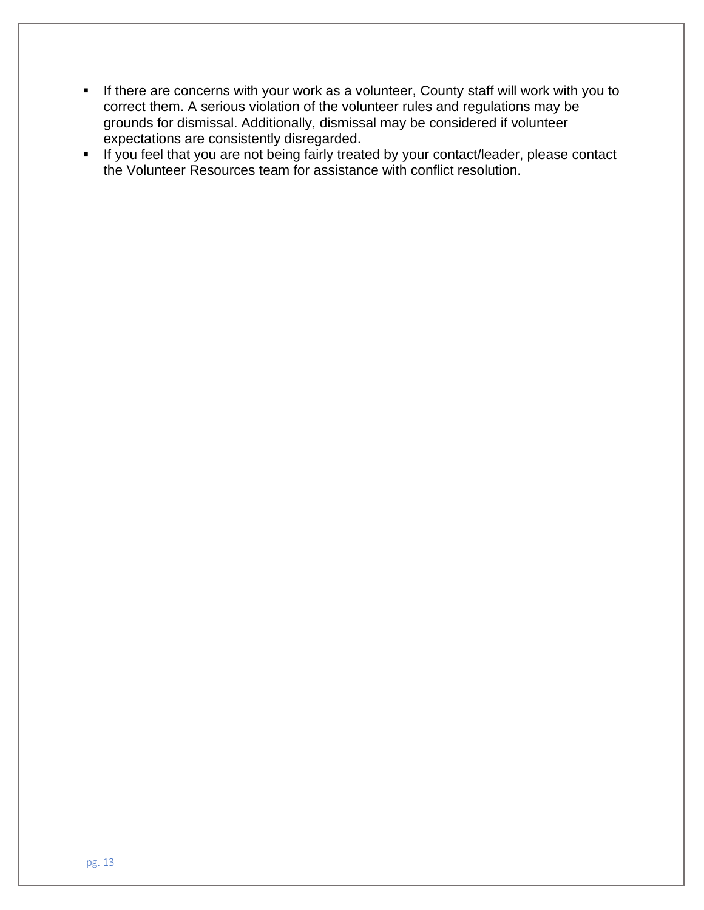- If there are concerns with your work as a volunteer, County staff will work with you to correct them. A serious violation of the volunteer rules and regulations may be grounds for dismissal. Additionally, dismissal may be considered if volunteer expectations are consistently disregarded.
- If you feel that you are not being fairly treated by your contact/leader, please contact the Volunteer Resources team for assistance with conflict resolution.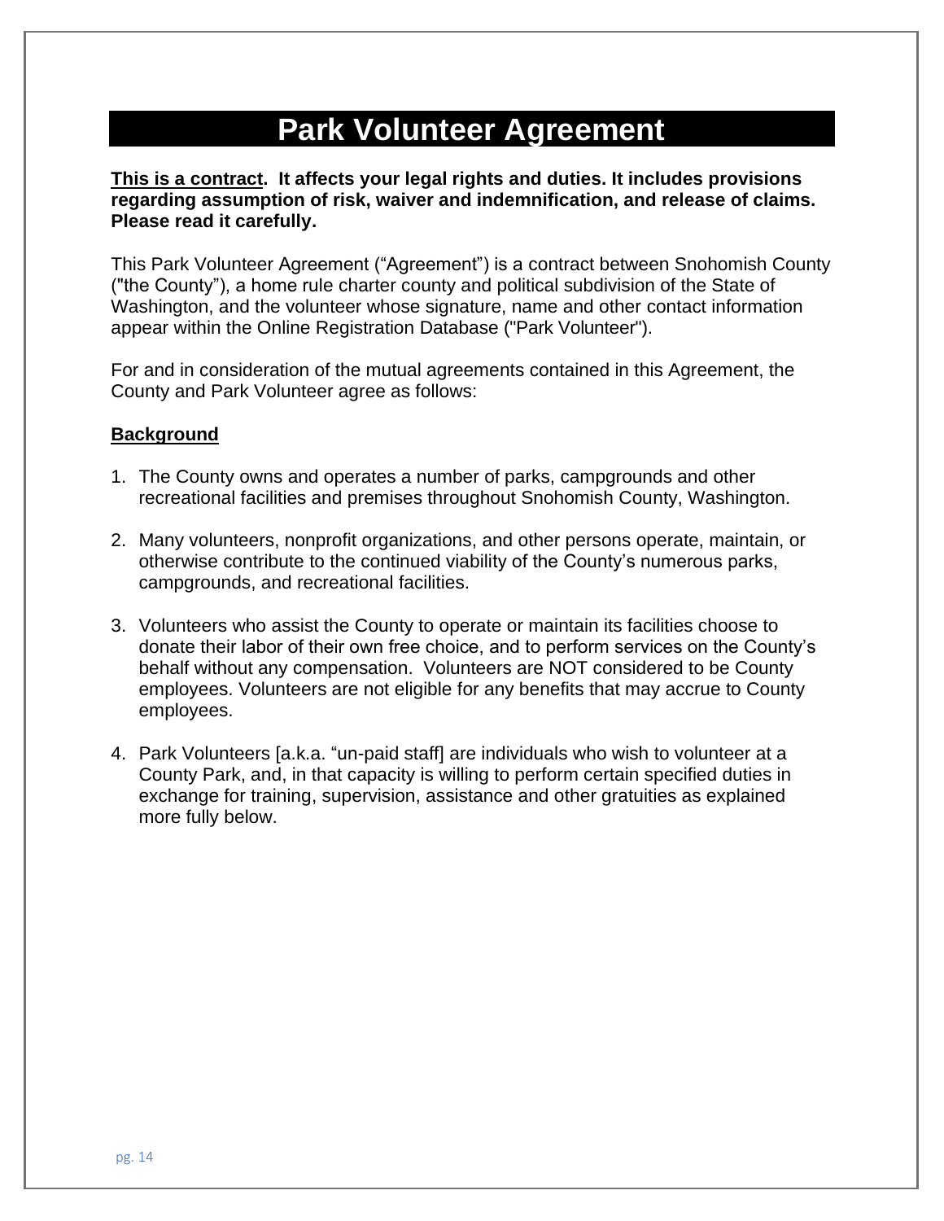# Park Volunteer Agreement

**<u>This is a contract</u>. It affects your legal rights and duties. It includes provisions regarding assumption of risk, waiver and indemnification, and release of claims. Please read it carefully.**

This Park Volunteer Agreement ("Agreement") is a contract between Snohomish County ("the County"), a home rule charter county and political subdivision of the State of Washington, and the volunteer whose signature, name and other contact information appear within the Online Registration Database ("Park Volunteer").

For and in consideration of the mutual agreements contained in this Agreement, the County and Park Volunteer agree as follows:

**<u>Background</u>**

1. The County owns and operates a number of parks, campgrounds and other recreational facilities and premises throughout Snohomish County, Washington.

2. Many volunteers, nonprofit organizations, and other persons operate, maintain, or otherwise contribute to the continued viability of the County's numerous parks, campgrounds, and recreational facilities.

3. Volunteers who assist the County to operate or maintain its facilities choose to donate their labor of their own free choice, and to perform services on the County's behalf without any compensation. Volunteers are NOT considered to be County employees. Volunteers are not eligible for any benefits that may accrue to County employees.

4. Park Volunteers [a.k.a. "un-paid staff] are individuals who wish to volunteer at a County Park, and, in that capacity is willing to perform certain specified duties in exchange for training, supervision, assistance and other gratuities as explained more fully below.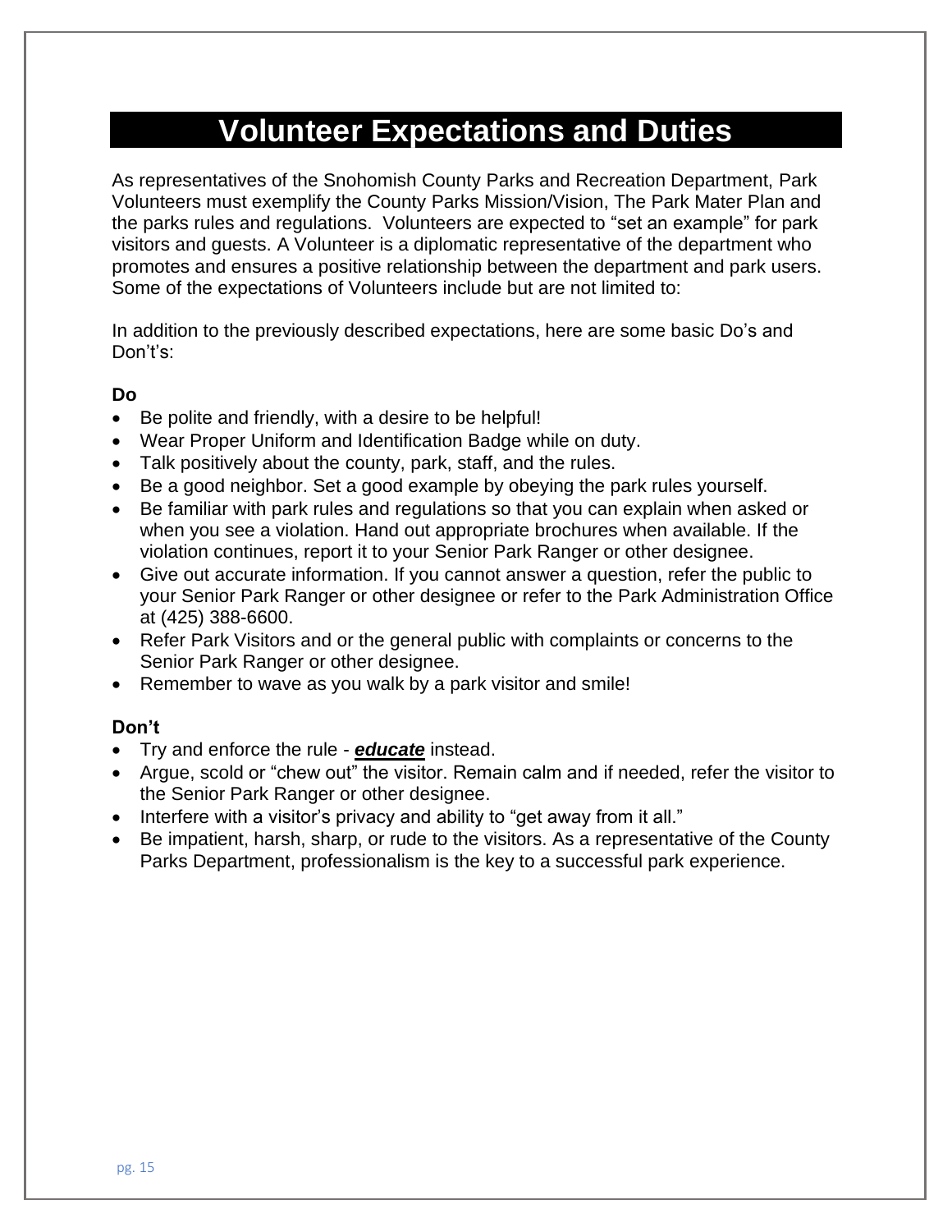# Volunteer Expectations and Duties

As representatives of the Snohomish County Parks and Recreation Department, Park Volunteers must exemplify the County Parks Mission/Vision, The Park Mater Plan and the parks rules and regulations. Volunteers are expected to "set an example" for park visitors and guests. A Volunteer is a diplomatic representative of the department who promotes and ensures a positive relationship between the department and park users. Some of the expectations of Volunteers include but are not limited to:

In addition to the previously described expectations, here are some basic Do's and Don't's:

**Do**

- Be polite and friendly, with a desire to be helpful!
- Wear Proper Uniform and Identification Badge while on duty.
- Talk positively about the county, park, staff, and the rules.
- Be a good neighbor. Set a good example by obeying the park rules yourself.
- Be familiar with park rules and regulations so that you can explain when asked or when you see a violation. Hand out appropriate brochures when available. If the violation continues, report it to your Senior Park Ranger or other designee.
- Give out accurate information. If you cannot answer a question, refer the public to your Senior Park Ranger or other designee or refer to the Park Administration Office at (425) 388-6600.
- Refer Park Visitors and or the general public with complaints or concerns to the Senior Park Ranger or other designee.
- Remember to wave as you walk by a park visitor and smile!

**Don't**

- Try and enforce the rule - ***educate*** instead.
- Argue, scold or "chew out" the visitor. Remain calm and if needed, refer the visitor to the Senior Park Ranger or other designee.
- Interfere with a visitor's privacy and ability to "get away from it all."
- Be impatient, harsh, sharp, or rude to the visitors. As a representative of the County Parks Department, professionalism is the key to a successful park experience.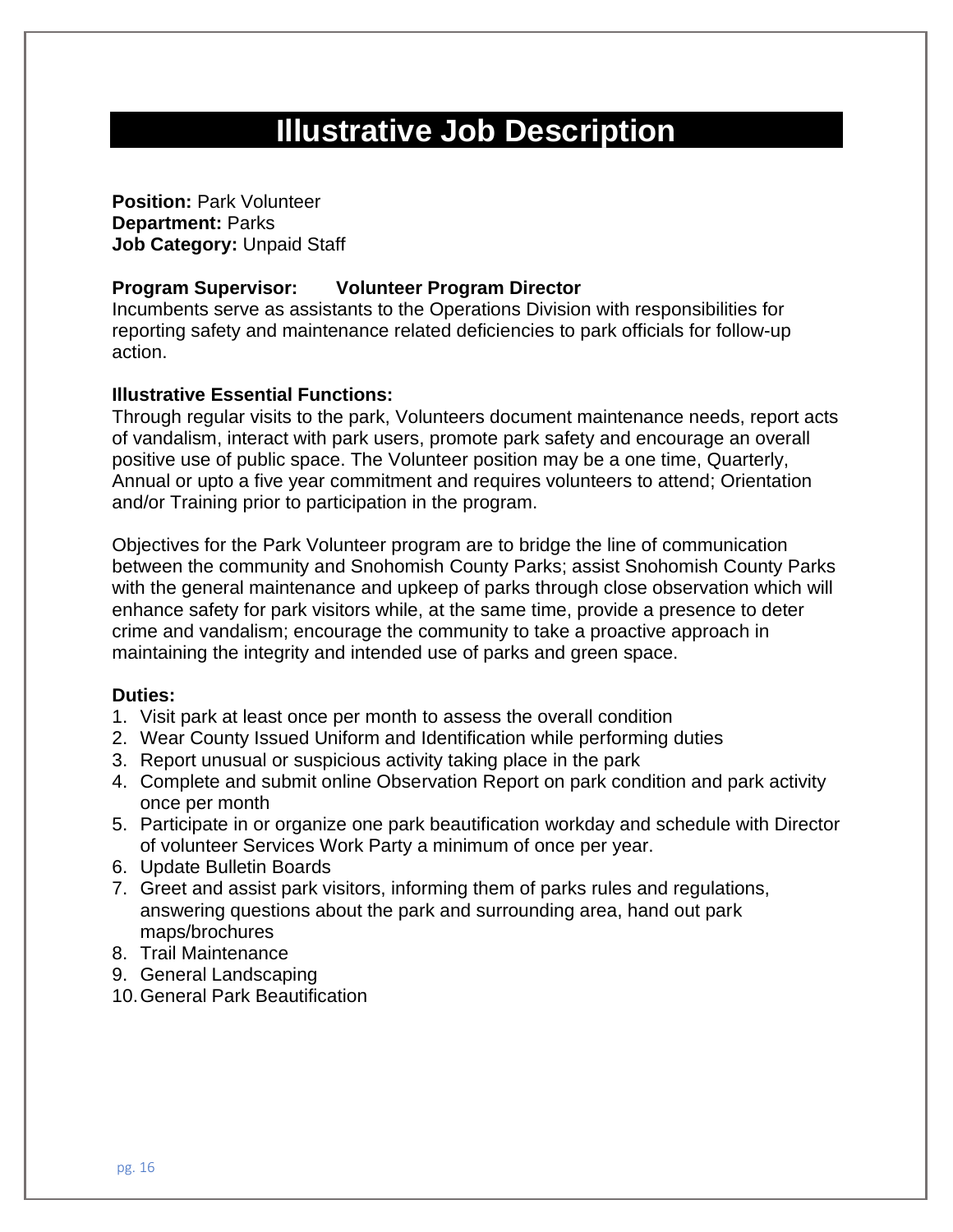# Illustrative Job Description

**Position:** Park Volunteer
**Department:** Parks
**Job Category:** Unpaid Staff

**Program Supervisor:** **Volunteer Program Director**
Incumbents serve as assistants to the Operations Division with responsibilities for reporting safety and maintenance related deficiencies to park officials for follow-up action.

**Illustrative Essential Functions:**
Through regular visits to the park, Volunteers document maintenance needs, report acts of vandalism, interact with park users, promote park safety and encourage an overall positive use of public space. The Volunteer position may be a one time, Quarterly, Annual or upto a five year commitment and requires volunteers to attend; Orientation and/or Training prior to participation in the program.

Objectives for the Park Volunteer program are to bridge the line of communication between the community and Snohomish County Parks; assist Snohomish County Parks with the general maintenance and upkeep of parks through close observation which will enhance safety for park visitors while, at the same time, provide a presence to deter crime and vandalism; encourage the community to take a proactive approach in maintaining the integrity and intended use of parks and green space.

**Duties:**
1. Visit park at least once per month to assess the overall condition
2. Wear County Issued Uniform and Identification while performing duties
3. Report unusual or suspicious activity taking place in the park
4. Complete and submit online Observation Report on park condition and park activity once per month
5. Participate in or organize one park beautification workday and schedule with Director of volunteer Services Work Party a minimum of once per year.
6. Update Bulletin Boards
7. Greet and assist park visitors, informing them of parks rules and regulations, answering questions about the park and surrounding area, hand out park maps/brochures
8. Trail Maintenance
9. General Landscaping
10. General Park Beautification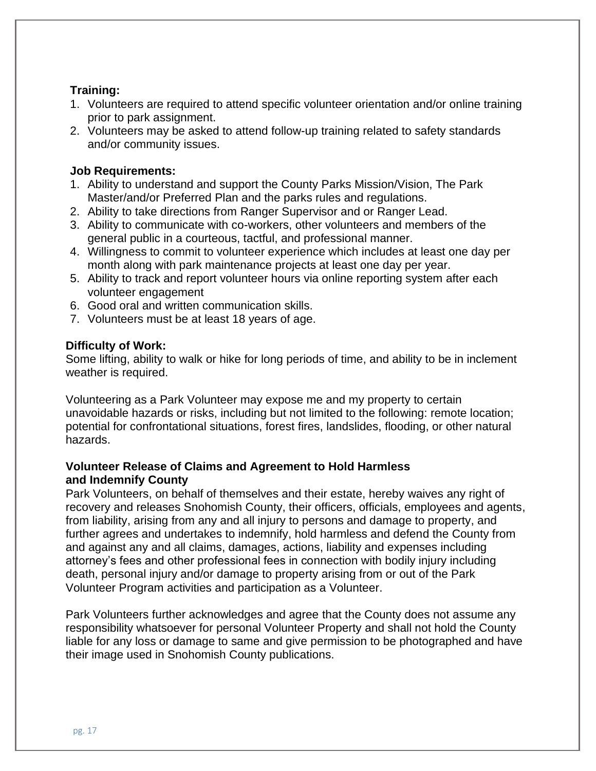**Training:**

1. Volunteers are required to attend specific volunteer orientation and/or online training prior to park assignment.
2. Volunteers may be asked to attend follow-up training related to safety standards and/or community issues.

**Job Requirements:**

1. Ability to understand and support the County Parks Mission/Vision, The Park Master/and/or Preferred Plan and the parks rules and regulations.
2. Ability to take directions from Ranger Supervisor and or Ranger Lead.
3. Ability to communicate with co-workers, other volunteers and members of the general public in a courteous, tactful, and professional manner.
4. Willingness to commit to volunteer experience which includes at least one day per month along with park maintenance projects at least one day per year.
5. Ability to track and report volunteer hours via online reporting system after each volunteer engagement
6. Good oral and written communication skills.
7. Volunteers must be at least 18 years of age.

**Difficulty of Work:**

Some lifting, ability to walk or hike for long periods of time, and ability to be in inclement weather is required.

Volunteering as a Park Volunteer may expose me and my property to certain unavoidable hazards or risks, including but not limited to the following: remote location; potential for confrontational situations, forest fires, landslides, flooding, or other natural hazards.

**Volunteer Release of Claims and Agreement to Hold Harmless and Indemnify County**

Park Volunteers, on behalf of themselves and their estate, hereby waives any right of recovery and releases Snohomish County, their officers, officials, employees and agents, from liability, arising from any and all injury to persons and damage to property, and further agrees and undertakes to indemnify, hold harmless and defend the County from and against any and all claims, damages, actions, liability and expenses including attorney's fees and other professional fees in connection with bodily injury including death, personal injury and/or damage to property arising from or out of the Park Volunteer Program activities and participation as a Volunteer.

Park Volunteers further acknowledges and agree that the County does not assume any responsibility whatsoever for personal Volunteer Property and shall not hold the County liable for any loss or damage to same and give permission to be photographed and have their image used in Snohomish County publications.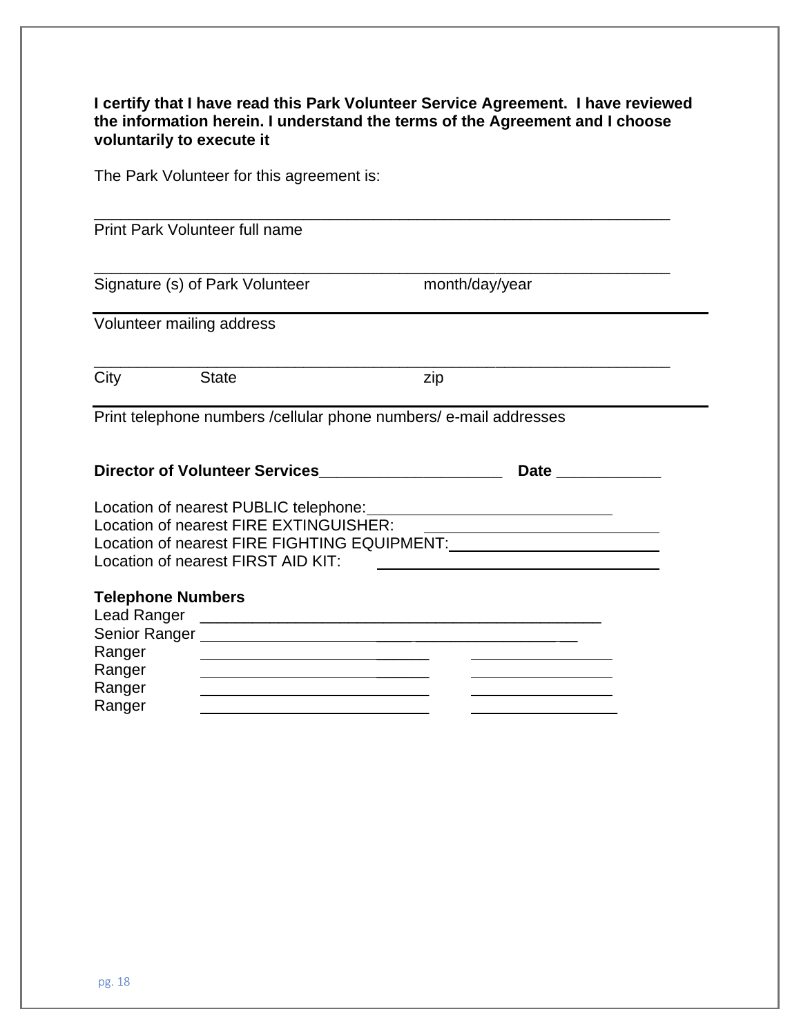**I certify that I have read this Park Volunteer Service Agreement. I have reviewed the information herein. I understand the terms of the Agreement and I choose voluntarily to execute it**

The Park Volunteer for this agreement is:

_______________________________________________________________

Print Park Volunteer full name

_______________________________________________________________

Signature (s) of Park Volunteer                    month/day/year

_______________________________________________________________

Volunteer mailing address

_______________________________________________________________

City          State                    zip

_______________________________________________________________

Print telephone numbers /cellular phone numbers/ e-mail addresses

**Director of Volunteer Services**____________________   **Date** ___________

Location of nearest PUBLIC telephone:___________________________
Location of nearest FIRE EXTINGUISHER: ___________________________
Location of nearest FIRE FIGHTING EQUIPMENT:________________________
Location of nearest FIRST AID KIT: ______________________________

**Telephone Numbers**

Lead Ranger ____________________________________________
Senior Ranger __________________________________________
Ranger _________________________   _______________
Ranger _________________________   _______________
Ranger _________________________   _______________
Ranger _________________________   _______________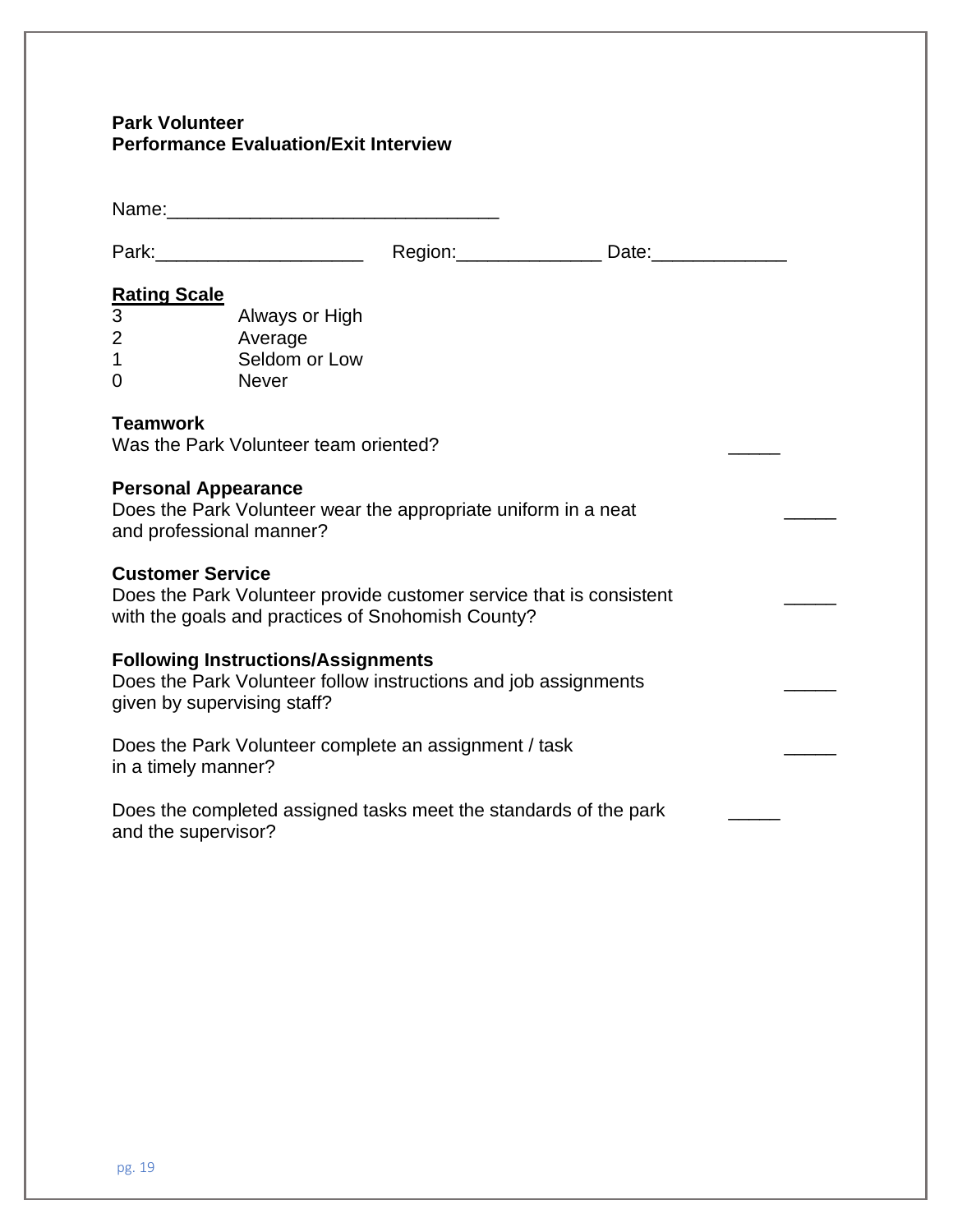**Park Volunteer**
**Performance Evaluation/Exit Interview**

Name:_______________________________

Park:____________________ Region:______________ Date:_____________

**Rating Scale**

3 Always or High
2 Average
1 Seldom or Low
0 Never

**Teamwork**
Was the Park Volunteer team oriented? _____

**Personal Appearance**
Does the Park Volunteer wear the appropriate uniform in a neat and professional manner? _____

**Customer Service**
Does the Park Volunteer provide customer service that is consistent with the goals and practices of Snohomish County? _____

**Following Instructions/Assignments**
Does the Park Volunteer follow instructions and job assignments given by supervising staff? _____

Does the Park Volunteer complete an assignment / task in a timely manner? _____

Does the completed assigned tasks meet the standards of the park and the supervisor? _____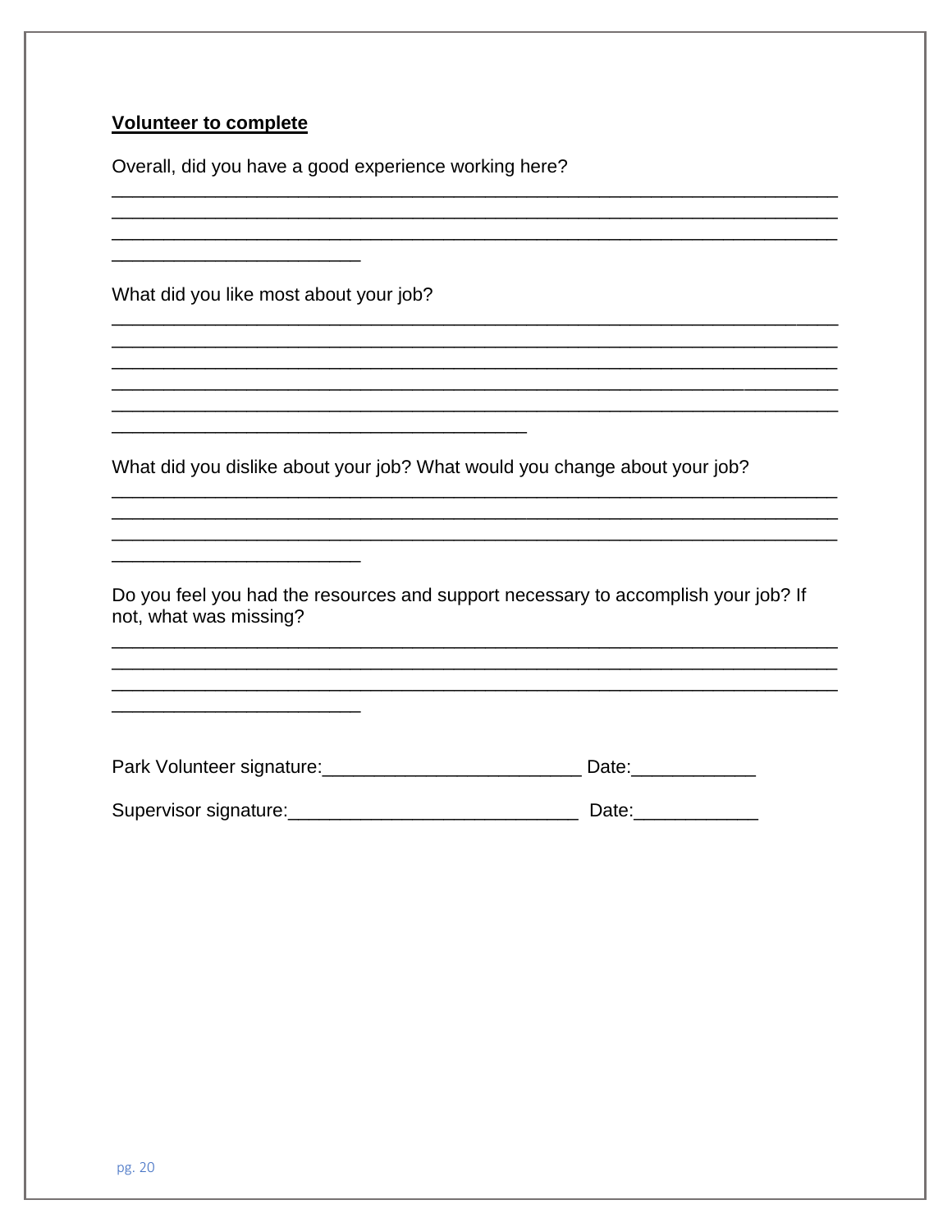**Volunteer to complete**

Overall, did you have a good experience working here?

_______________________________________________________________________
_______________________________________________________________________
_______________________________________________________________________
________________________

What did you like most about your job?

_______________________________________________________________________
_______________________________________________________________________
_______________________________________________________________________
_______________________________________________________________________
_______________________________________________________________________
________________________________________

What did you dislike about your job? What would you change about your job?

_______________________________________________________________________
_______________________________________________________________________
_______________________________________________________________________
________________________

Do you feel you had the resources and support necessary to accomplish your job? If not, what was missing?

_______________________________________________________________________
_______________________________________________________________________
_______________________________________________________________________
________________________

Park Volunteer signature:_________________________ Date:____________

Supervisor signature:____________________________ Date:____________